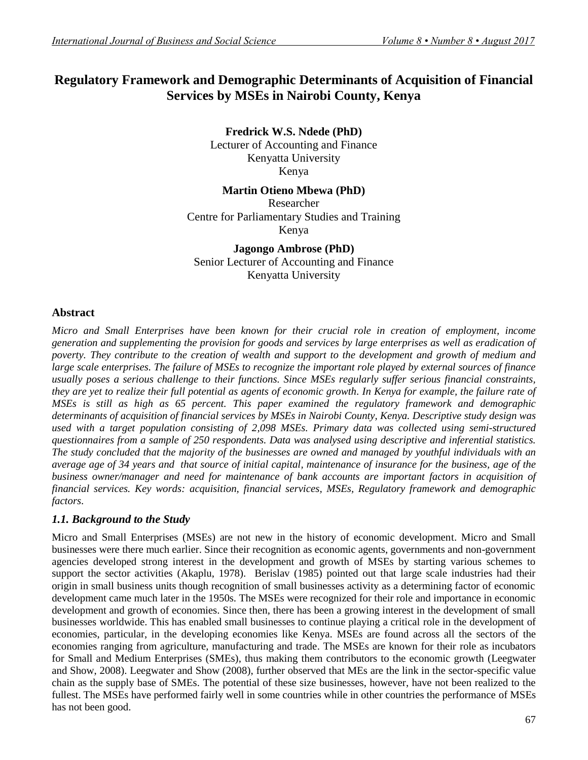# Regulatory Framework and Demographic Determinants of Acquisition of Financial Services by MSEs in Nairobi County, Kenya

**Fredrick W.S. Ndede (PhD)**
Lecturer of Accounting and Finance
Kenyatta University
Kenya

**Martin Otieno Mbewa (PhD)**
Researcher
Centre for Parliamentary Studies and Training
Kenya

**Jagongo Ambrose (PhD)**
Senior Lecturer of Accounting and Finance
Kenyatta University

## Abstract

*Micro and Small Enterprises have been known for their crucial role in creation of employment, income generation and supplementing the provision for goods and services by large enterprises as well as eradication of poverty. They contribute to the creation of wealth and support to the development and growth of medium and large scale enterprises. The failure of MSEs to recognize the important role played by external sources of finance usually poses a serious challenge to their functions. Since MSEs regularly suffer serious financial constraints, they are yet to realize their full potential as agents of economic growth. In Kenya for example, the failure rate of MSEs is still as high as 65 percent. This paper examined the regulatory framework and demographic determinants of acquisition of financial services by MSEs in Nairobi County, Kenya. Descriptive study design was used with a target population consisting of 2,098 MSEs. Primary data was collected using semi-structured questionnaires from a sample of 250 respondents. Data was analysed using descriptive and inferential statistics. The study concluded that the majority of the businesses are owned and managed by youthful individuals with an average age of 34 years and that source of initial capital, maintenance of insurance for the business, age of the business owner/manager and need for maintenance of bank accounts are important factors in acquisition of financial services. Key words: acquisition, financial services, MSEs, Regulatory framework and demographic factors.*

### *1.1. Background to the Study*

Micro and Small Enterprises (MSEs) are not new in the history of economic development. Micro and Small businesses were there much earlier. Since their recognition as economic agents, governments and non-government agencies developed strong interest in the development and growth of MSEs by starting various schemes to support the sector activities (Akaplu, 1978). Berislav (1985) pointed out that large scale industries had their origin in small business units though recognition of small businesses activity as a determining factor of economic development came much later in the 1950s. The MSEs were recognized for their role and importance in economic development and growth of economies. Since then, there has been a growing interest in the development of small businesses worldwide. This has enabled small businesses to continue playing a critical role in the development of economies, particular, in the developing economies like Kenya. MSEs are found across all the sectors of the economies ranging from agriculture, manufacturing and trade. The MSEs are known for their role as incubators for Small and Medium Enterprises (SMEs), thus making them contributors to the economic growth (Leegwater and Show, 2008). Leegwater and Show (2008), further observed that MEs are the link in the sector-specific value chain as the supply base of SMEs. The potential of these size businesses, however, have not been realized to the fullest. The MSEs have performed fairly well in some countries while in other countries the performance of MSEs has not been good.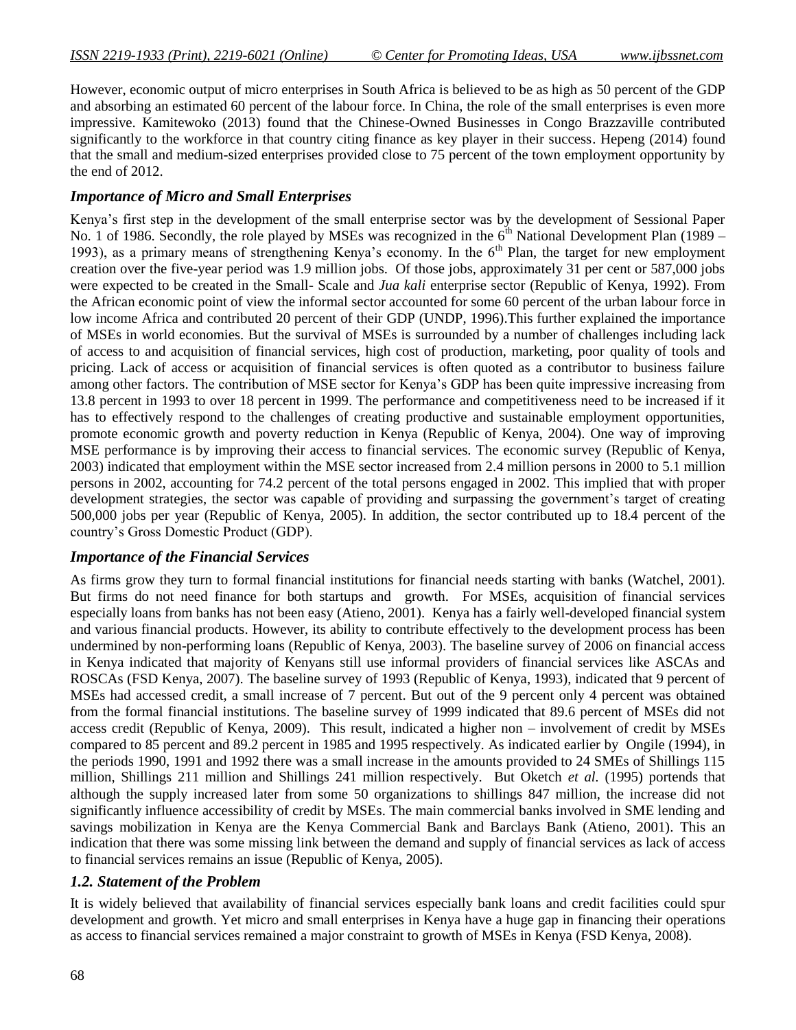However, economic output of micro enterprises in South Africa is believed to be as high as 50 percent of the GDP and absorbing an estimated 60 percent of the labour force. In China, the role of the small enterprises is even more impressive. Kamitewoko (2013) found that the Chinese-Owned Businesses in Congo Brazzaville contributed significantly to the workforce in that country citing finance as key player in their success. Hepeng (2014) found that the small and medium-sized enterprises provided close to 75 percent of the town employment opportunity by the end of 2012.

### *Importance of Micro and Small Enterprises*

Kenya's first step in the development of the small enterprise sector was by the development of Sessional Paper No. 1 of 1986. Secondly, the role played by MSEs was recognized in the 6th National Development Plan (1989 – 1993), as a primary means of strengthening Kenya's economy. In the 6th Plan, the target for new employment creation over the five-year period was 1.9 million jobs. Of those jobs, approximately 31 per cent or 587,000 jobs were expected to be created in the Small- Scale and *Jua kali* enterprise sector (Republic of Kenya, 1992). From the African economic point of view the informal sector accounted for some 60 percent of the urban labour force in low income Africa and contributed 20 percent of their GDP (UNDP, 1996).This further explained the importance of MSEs in world economies. But the survival of MSEs is surrounded by a number of challenges including lack of access to and acquisition of financial services, high cost of production, marketing, poor quality of tools and pricing. Lack of access or acquisition of financial services is often quoted as a contributor to business failure among other factors. The contribution of MSE sector for Kenya's GDP has been quite impressive increasing from 13.8 percent in 1993 to over 18 percent in 1999. The performance and competitiveness need to be increased if it has to effectively respond to the challenges of creating productive and sustainable employment opportunities, promote economic growth and poverty reduction in Kenya (Republic of Kenya, 2004). One way of improving MSE performance is by improving their access to financial services. The economic survey (Republic of Kenya, 2003) indicated that employment within the MSE sector increased from 2.4 million persons in 2000 to 5.1 million persons in 2002, accounting for 74.2 percent of the total persons engaged in 2002. This implied that with proper development strategies, the sector was capable of providing and surpassing the government's target of creating 500,000 jobs per year (Republic of Kenya, 2005). In addition, the sector contributed up to 18.4 percent of the country's Gross Domestic Product (GDP).

### *Importance of the Financial Services*

As firms grow they turn to formal financial institutions for financial needs starting with banks (Watchel, 2001). But firms do not need finance for both startups and growth. For MSEs, acquisition of financial services especially loans from banks has not been easy (Atieno, 2001). Kenya has a fairly well-developed financial system and various financial products. However, its ability to contribute effectively to the development process has been undermined by non-performing loans (Republic of Kenya, 2003). The baseline survey of 2006 on financial access in Kenya indicated that majority of Kenyans still use informal providers of financial services like ASCAs and ROSCAs (FSD Kenya, 2007). The baseline survey of 1993 (Republic of Kenya, 1993), indicated that 9 percent of MSEs had accessed credit, a small increase of 7 percent. But out of the 9 percent only 4 percent was obtained from the formal financial institutions. The baseline survey of 1999 indicated that 89.6 percent of MSEs did not access credit (Republic of Kenya, 2009). This result, indicated a higher non – involvement of credit by MSEs compared to 85 percent and 89.2 percent in 1985 and 1995 respectively. As indicated earlier by Ongile (1994), in the periods 1990, 1991 and 1992 there was a small increase in the amounts provided to 24 SMEs of Shillings 115 million, Shillings 211 million and Shillings 241 million respectively. But Oketch *et al.* (1995) portends that although the supply increased later from some 50 organizations to shillings 847 million, the increase did not significantly influence accessibility of credit by MSEs. The main commercial banks involved in SME lending and savings mobilization in Kenya are the Kenya Commercial Bank and Barclays Bank (Atieno, 2001). This an indication that there was some missing link between the demand and supply of financial services as lack of access to financial services remains an issue (Republic of Kenya, 2005).

### *1.2. Statement of the Problem*

It is widely believed that availability of financial services especially bank loans and credit facilities could spur development and growth. Yet micro and small enterprises in Kenya have a huge gap in financing their operations as access to financial services remained a major constraint to growth of MSEs in Kenya (FSD Kenya, 2008).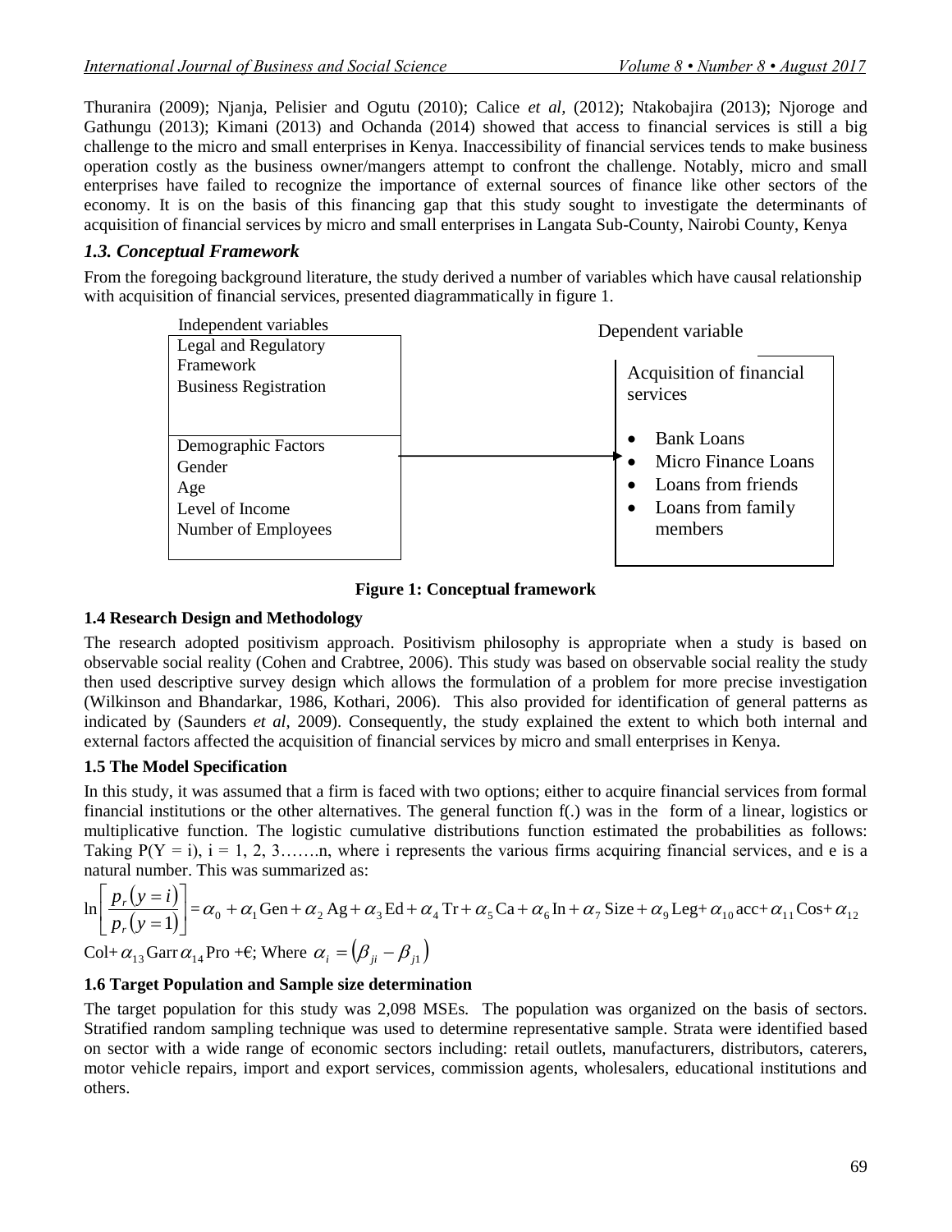Thuranira (2009); Njanja, Pelisier and Ogutu (2010); Calice *et al,* (2012); Ntakobajira (2013); Njoroge and Gathungu (2013); Kimani (2013) and Ochanda (2014) showed that access to financial services is still a big challenge to the micro and small enterprises in Kenya. Inaccessibility of financial services tends to make business operation costly as the business owner/mangers attempt to confront the challenge. Notably, micro and small enterprises have failed to recognize the importance of external sources of finance like other sectors of the economy. It is on the basis of this financing gap that this study sought to investigate the determinants of acquisition of financial services by micro and small enterprises in Langata Sub-County, Nairobi County, Kenya

## *1.3. Conceptual Framework*

From the foregoing background literature, the study derived a number of variables which have causal relationship with acquisition of financial services, presented diagrammatically in figure 1.

| Independent variables | | Dependent variable |
|---|---|---|
| Legal and Regulatory Framework<br>Business Registration | | Acquisition of financial services |
| Demographic Factors<br>Gender<br>Age<br>Level of Income<br>Number of Employees | → | • Bank Loans<br>• Micro Finance Loans<br>• Loans from friends<br>• Loans from family members |

**Figure 1: Conceptual framework**

### 1.4 Research Design and Methodology

The research adopted positivism approach. Positivism philosophy is appropriate when a study is based on observable social reality (Cohen and Crabtree, 2006). This study was based on observable social reality the study then used descriptive survey design which allows the formulation of a problem for more precise investigation (Wilkinson and Bhandarkar, 1986, Kothari, 2006). This also provided for identification of general patterns as indicated by (Saunders *et al*, 2009). Consequently, the study explained the extent to which both internal and external factors affected the acquisition of financial services by micro and small enterprises in Kenya.

### 1.5 The Model Specification

In this study, it was assumed that a firm is faced with two options; either to acquire financial services from formal financial institutions or the other alternatives. The general function f(.) was in the form of a linear, logistics or multiplicative function. The logistic cumulative distributions function estimated the probabilities as follows: Taking $P(Y = i)$, $i = 1, 2, 3 \ldots\ldots.n$, where i represents the various firms acquiring financial services, and e is a natural number. This was summarized as:

$$\ln\left[\frac{p_r(y=i)}{p_r(y=1)}\right] = \alpha_0 + \alpha_1 \text{Gen} + \alpha_2 \text{Ag} + \alpha_3 \text{Ed} + \alpha_4 \text{Tr} + \alpha_5 \text{Ca} + \alpha_6 \text{In} + \alpha_7 \text{Size} + \alpha_9 \text{Leg} + \alpha_{10} \text{acc} + \alpha_{11} \text{Cos} + \alpha_{12} \text{Col} + \alpha_{13} \text{Garr}\, \alpha_{14} \text{Pro} + €\text{; Where } \alpha_i = (\beta_{ji} - \beta_{j1})$$

### 1.6 Target Population and Sample size determination

The target population for this study was 2,098 MSEs. The population was organized on the basis of sectors. Stratified random sampling technique was used to determine representative sample. Strata were identified based on sector with a wide range of economic sectors including: retail outlets, manufacturers, distributors, caterers, motor vehicle repairs, import and export services, commission agents, wholesalers, educational institutions and others.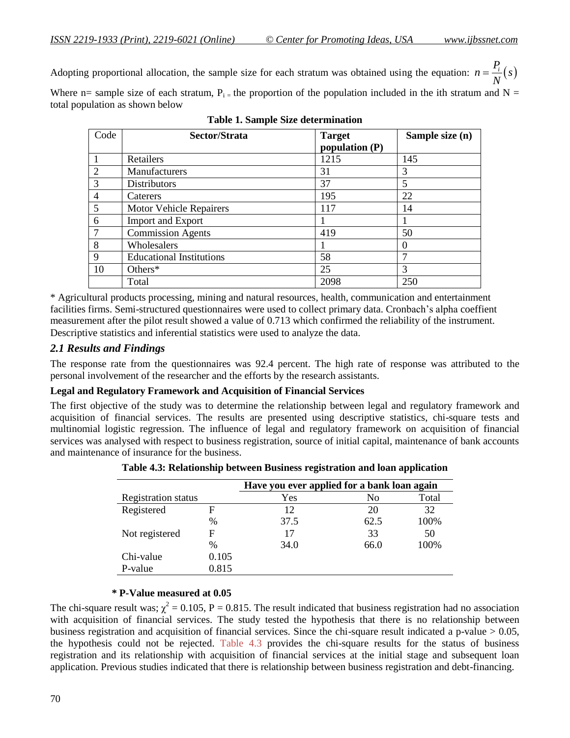Adopting proportional allocation, the sample size for each stratum was obtained using the equation: $n = \frac{P_i}{N}(s)$

Where n= sample size of each stratum, $P_i$ = the proportion of the population included in the ith stratum and N = total population as shown below

**Table 1. Sample Size determination**

| Code | Sector/Strata | Target population (P) | Sample size (n) |
|---|---|---|---|
| 1 | Retailers | 1215 | 145 |
| 2 | Manufacturers | 31 | 3 |
| 3 | Distributors | 37 | 5 |
| 4 | Caterers | 195 | 22 |
| 5 | Motor Vehicle Repairers | 117 | 14 |
| 6 | Import and Export | 1 | 1 |
| 7 | Commission Agents | 419 | 50 |
| 8 | Wholesalers | 1 | 0 |
| 9 | Educational Institutions | 58 | 7 |
| 10 | Others* | 25 | 3 |
| | Total | 2098 | 250 |

* Agricultural products processing, mining and natural resources, health, communication and entertainment facilities firms. Semi-structured questionnaires were used to collect primary data. Cronbach's alpha coeffient measurement after the pilot result showed a value of 0.713 which confirmed the reliability of the instrument. Descriptive statistics and inferential statistics were used to analyze the data.

## *2.1 Results and Findings*

The response rate from the questionnaires was 92.4 percent. The high rate of response was attributed to the personal involvement of the researcher and the efforts by the research assistants.

**Legal and Regulatory Framework and Acquisition of Financial Services**

The first objective of the study was to determine the relationship between legal and regulatory framework and acquisition of financial services. The results are presented using descriptive statistics, chi-square tests and multinomial logistic regression. The influence of legal and regulatory framework on acquisition of financial services was analysed with respect to business registration, source of initial capital, maintenance of bank accounts and maintenance of insurance for the business.

**Table 4.3: Relationship between Business registration and loan application**

| | | Have you ever applied for a bank loan again | | |
|---|---|---|---|---|
| Registration status | | Yes | No | Total |
| Registered | F | 12 | 20 | 32 |
| | % | 37.5 | 62.5 | 100% |
| Not registered | F | 17 | 33 | 50 |
| | % | 34.0 | 66.0 | 100% |
| Chi-value | 0.105 | | | |
| P-value | 0.815 | | | |

**\* P-Value measured at 0.05**

The chi-square result was; $\chi^2 = 0.105$, P = 0.815. The result indicated that business registration had no association with acquisition of financial services. The study tested the hypothesis that there is no relationship between business registration and acquisition of financial services. Since the chi-square result indicated a p-value > 0.05, the hypothesis could not be rejected. Table 4.3 provides the chi-square results for the status of business registration and its relationship with acquisition of financial services at the initial stage and subsequent loan application. Previous studies indicated that there is relationship between business registration and debt-financing.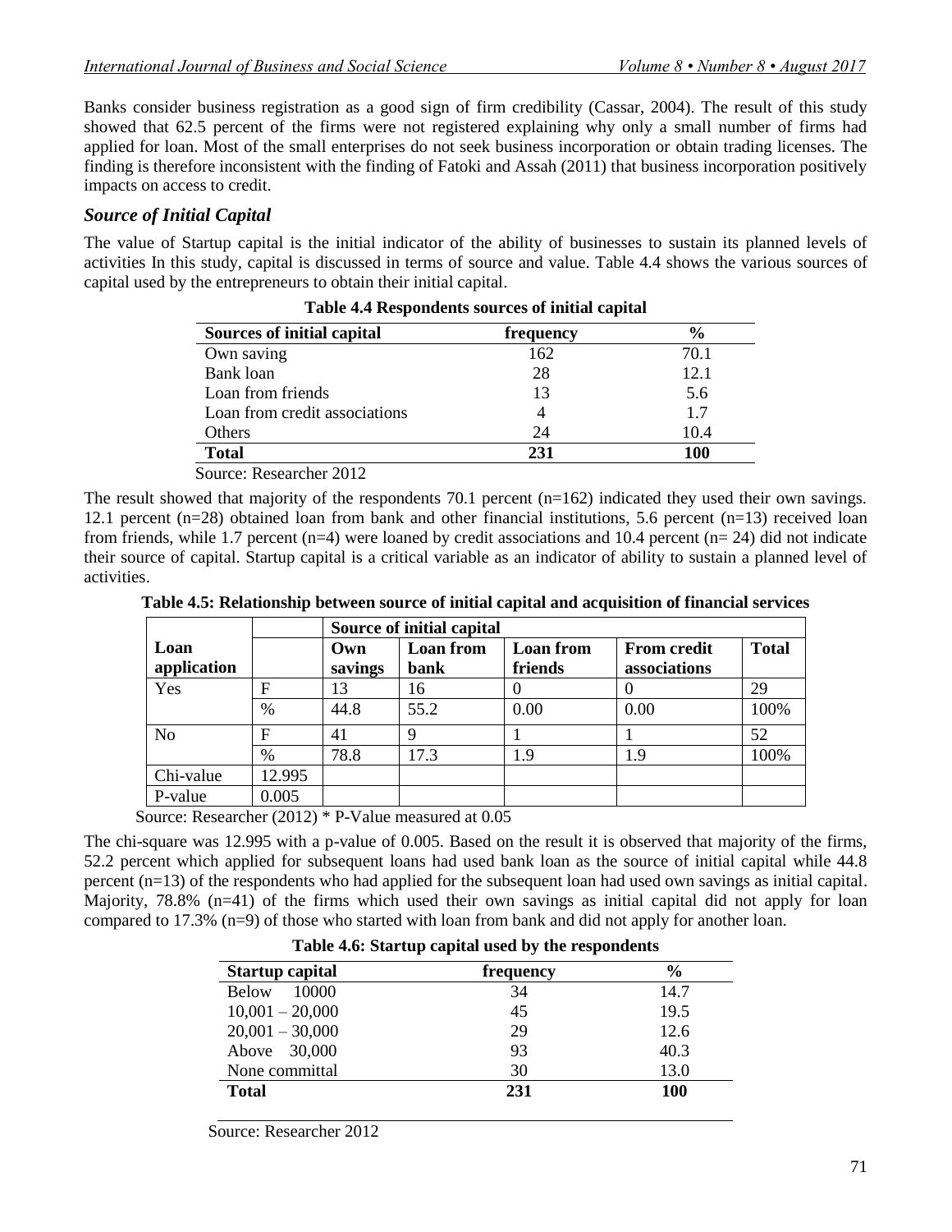Banks consider business registration as a good sign of firm credibility (Cassar, 2004). The result of this study showed that 62.5 percent of the firms were not registered explaining why only a small number of firms had applied for loan. Most of the small enterprises do not seek business incorporation or obtain trading licenses. The finding is therefore inconsistent with the finding of Fatoki and Assah (2011) that business incorporation positively impacts on access to credit.

### *Source of Initial Capital*

The value of Startup capital is the initial indicator of the ability of businesses to sustain its planned levels of activities In this study, capital is discussed in terms of source and value. Table 4.4 shows the various sources of capital used by the entrepreneurs to obtain their initial capital.

**Table 4.4 Respondents sources of initial capital**

| Sources of initial capital | frequency | % |
|---|---|---|
| Own saving | 162 | 70.1 |
| Bank loan | 28 | 12.1 |
| Loan from friends | 13 | 5.6 |
| Loan from credit associations | 4 | 1.7 |
| Others | 24 | 10.4 |
| **Total** | **231** | **100** |

Source: Researcher 2012

The result showed that majority of the respondents 70.1 percent (n=162) indicated they used their own savings. 12.1 percent (n=28) obtained loan from bank and other financial institutions, 5.6 percent (n=13) received loan from friends, while 1.7 percent (n=4) were loaned by credit associations and 10.4 percent (n= 24) did not indicate their source of capital. Startup capital is a critical variable as an indicator of ability to sustain a planned level of activities.

**Table 4.5: Relationship between source of initial capital and acquisition of financial services**

| | | **Source of initial capital** | | | | |
|---|---|---|---|---|---|---|
| **Loan application** | | **Own savings** | **Loan from bank** | **Loan from friends** | **From credit associations** | **Total** |
| Yes | F | 13 | 16 | 0 | 0 | 29 |
| | % | 44.8 | 55.2 | 0.00 | 0.00 | 100% |
| No | F | 41 | 9 | 1 | 1 | 52 |
| | % | 78.8 | 17.3 | 1.9 | 1.9 | 100% |
| Chi-value | 12.995 | | | | | |
| P-value | 0.005 | | | | | |

Source: Researcher (2012) * P-Value measured at 0.05

The chi-square was 12.995 with a p-value of 0.005. Based on the result it is observed that majority of the firms, 52.2 percent which applied for subsequent loans had used bank loan as the source of initial capital while 44.8 percent (n=13) of the respondents who had applied for the subsequent loan had used own savings as initial capital. Majority, 78.8% (n=41) of the firms which used their own savings as initial capital did not apply for loan compared to 17.3% (n=9) of those who started with loan from bank and did not apply for another loan.

**Table 4.6: Startup capital used by the respondents**

| Startup capital | frequency | % |
|---|---|---|
| Below 10000 | 34 | 14.7 |
| 10,001 – 20,000 | 45 | 19.5 |
| 20,001 – 30,000 | 29 | 12.6 |
| Above 30,000 | 93 | 40.3 |
| None committal | 30 | 13.0 |
| **Total** | **231** | **100** |

Source: Researcher 2012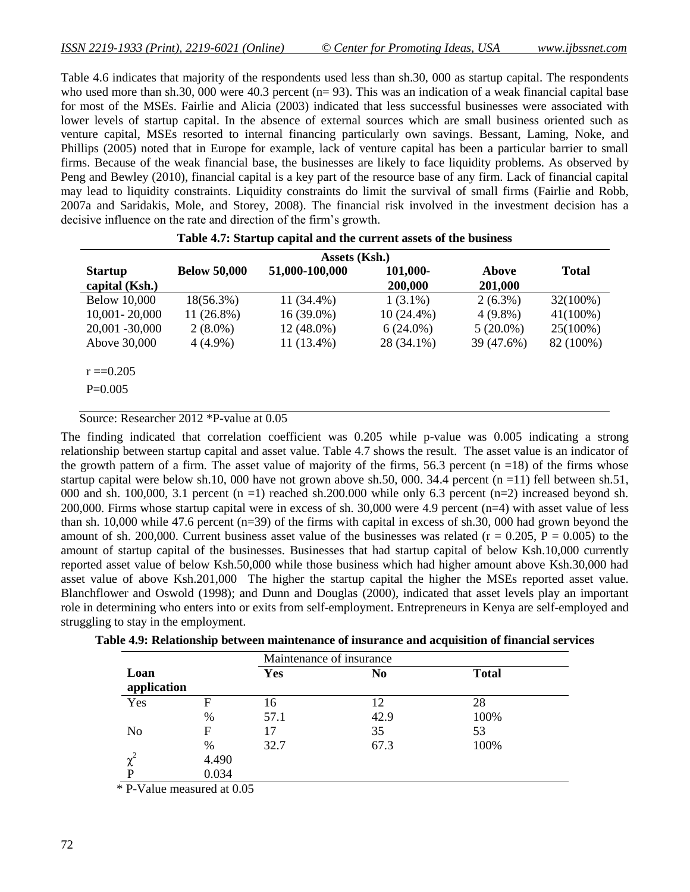Table 4.6 indicates that majority of the respondents used less than sh.30, 000 as startup capital. The respondents who used more than sh.30, 000 were 40.3 percent (n= 93). This was an indication of a weak financial capital base for most of the MSEs. Fairlie and Alicia (2003) indicated that less successful businesses were associated with lower levels of startup capital. In the absence of external sources which are small business oriented such as venture capital, MSEs resorted to internal financing particularly own savings. Bessant, Laming, Noke, and Phillips (2005) noted that in Europe for example, lack of venture capital has been a particular barrier to small firms. Because of the weak financial base, the businesses are likely to face liquidity problems. As observed by Peng and Bewley (2010), financial capital is a key part of the resource base of any firm. Lack of financial capital may lead to liquidity constraints. Liquidity constraints do limit the survival of small firms (Fairlie and Robb, 2007a and Saridakis, Mole, and Storey, 2008). The financial risk involved in the investment decision has a decisive influence on the rate and direction of the firm's growth.

**Table 4.7: Startup capital and the current assets of the business**

| | Assets (Ksh.) | | | | |
|---|---|---|---|---|---|
| **Startup capital (Ksh.)** | **Below 50,000** | **51,000-100,000** | **101,000-200,000** | **Above 201,000** | **Total** |
| Below 10,000 | 18(56.3%) | 11 (34.4%) | 1 (3.1%) | 2 (6.3%) | 32(100%) |
| 10,001- 20,000 | 11 (26.8%) | 16 (39.0%) | 10 (24.4%) | 4 (9.8%) | 41(100%) |
| 20,001 -30,000 | 2 (8.0%) | 12 (48.0%) | 6 (24.0%) | 5 (20.0%) | 25(100%) |
| Above 30,000 | 4 (4.9%) | 11 (13.4%) | 28 (34.1%) | 39 (47.6%) | 82 (100%) |
| r ==0.205 | | | | | |
| P=0.005 | | | | | |

Source: Researcher 2012 *P-value at 0.05

The finding indicated that correlation coefficient was 0.205 while p-value was 0.005 indicating a strong relationship between startup capital and asset value. Table 4.7 shows the result. The asset value is an indicator of the growth pattern of a firm. The asset value of majority of the firms, 56.3 percent (n =18) of the firms whose startup capital were below sh.10, 000 have not grown above sh.50, 000. 34.4 percent (n =11) fell between sh.51, 000 and sh. 100,000, 3.1 percent (n =1) reached sh.200.000 while only 6.3 percent (n=2) increased beyond sh. 200,000. Firms whose startup capital were in excess of sh. 30,000 were 4.9 percent (n=4) with asset value of less than sh. 10,000 while 47.6 percent (n=39) of the firms with capital in excess of sh.30, 000 had grown beyond the amount of sh. 200,000. Current business asset value of the businesses was related ($r = 0.205$, $P = 0.005$) to the amount of startup capital of the businesses. Businesses that had startup capital of below Ksh.10,000 currently reported asset value of below Ksh.50,000 while those business which had higher amount above Ksh.30,000 had asset value of above Ksh.201,000 The higher the startup capital the higher the MSEs reported asset value. Blanchflower and Oswold (1998); and Dunn and Douglas (2000), indicated that asset levels play an important role in determining who enters into or exits from self-employment. Entrepreneurs in Kenya are self-employed and struggling to stay in the employment.

**Table 4.9: Relationship between maintenance of insurance and acquisition of financial services**

| | | Maintenance of insurance | | |
|---|---|---|---|---|
| **Loan application** | | **Yes** | **No** | **Total** |
| Yes | F | 16 | 12 | 28 |
| | % | 57.1 | 42.9 | 100% |
| No | F | 17 | 35 | 53 |
| | % | 32.7 | 67.3 | 100% |
| $\chi^2$ | 4.490 | | | |
| P | 0.034 | | | |

\* P-Value measured at 0.05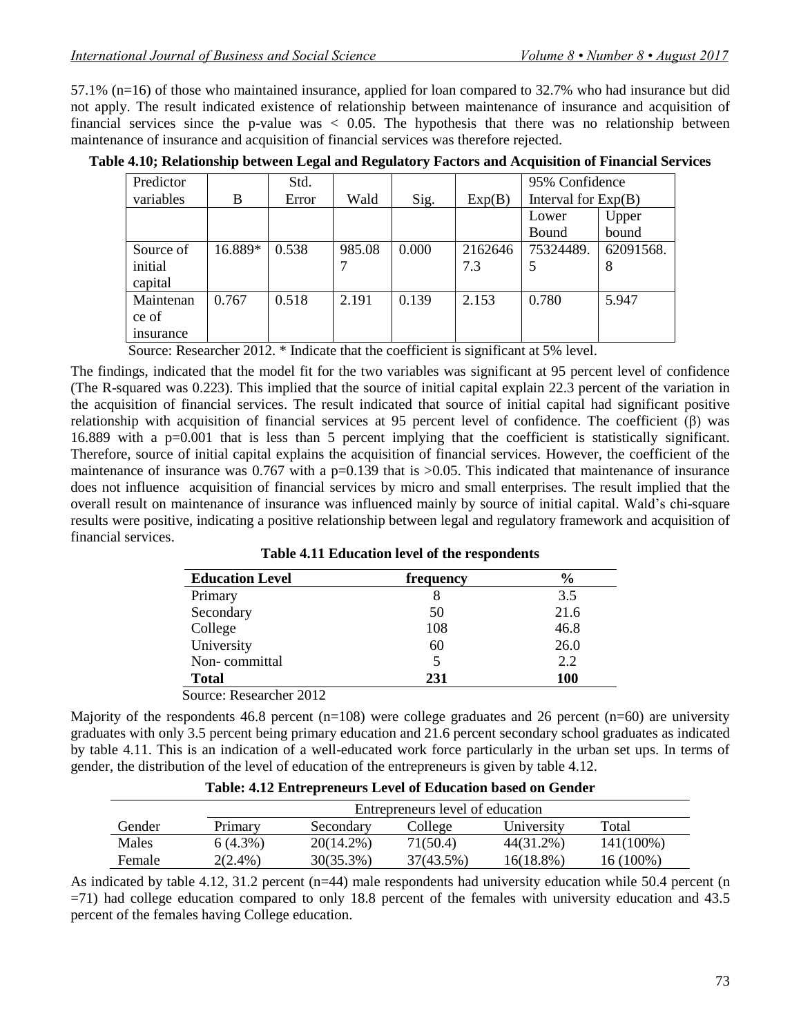57.1% (n=16) of those who maintained insurance, applied for loan compared to 32.7% who had insurance but did not apply. The result indicated existence of relationship between maintenance of insurance and acquisition of financial services since the p-value was < 0.05. The hypothesis that there was no relationship between maintenance of insurance and acquisition of financial services was therefore rejected.

**Table 4.10; Relationship between Legal and Regulatory Factors and Acquisition of Financial Services**

| Predictor variables | B | Std. Error | Wald | Sig. | Exp(B) | 95% Confidence Interval for Exp(B) | |
|---|---|---|---|---|---|---|---|
| | | | | | | Lower Bound | Upper bound |
| Source of initial capital | 16.889* | 0.538 | 985.087 | 0.000 | 21626467.3 | 75324489.5 | 62091568.8 |
| Maintenance of insurance | 0.767 | 0.518 | 2.191 | 0.139 | 2.153 | 0.780 | 5.947 |

Source: Researcher 2012. * Indicate that the coefficient is significant at 5% level.

The findings, indicated that the model fit for the two variables was significant at 95 percent level of confidence (The R-squared was 0.223). This implied that the source of initial capital explain 22.3 percent of the variation in the acquisition of financial services. The result indicated that source of initial capital had significant positive relationship with acquisition of financial services at 95 percent level of confidence. The coefficient (β) was 16.889 with a p=0.001 that is less than 5 percent implying that the coefficient is statistically significant. Therefore, source of initial capital explains the acquisition of financial services. However, the coefficient of the maintenance of insurance was 0.767 with a p=0.139 that is >0.05. This indicated that maintenance of insurance does not influence acquisition of financial services by micro and small enterprises. The result implied that the overall result on maintenance of insurance was influenced mainly by source of initial capital. Wald's chi-square results were positive, indicating a positive relationship between legal and regulatory framework and acquisition of financial services.

**Table 4.11 Education level of the respondents**

| Education Level | frequency | % |
|---|---|---|
| Primary | 8 | 3.5 |
| Secondary | 50 | 21.6 |
| College | 108 | 46.8 |
| University | 60 | 26.0 |
| Non- committal | 5 | 2.2 |
| **Total** | **231** | **100** |

Source: Researcher 2012

Majority of the respondents 46.8 percent (n=108) were college graduates and 26 percent (n=60) are university graduates with only 3.5 percent being primary education and 21.6 percent secondary school graduates as indicated by table 4.11. This is an indication of a well-educated work force particularly in the urban set ups. In terms of gender, the distribution of the level of education of the entrepreneurs is given by table 4.12.

**Table: 4.12 Entrepreneurs Level of Education based on Gender**

| | Entrepreneurs level of education | | | | |
|---|---|---|---|---|---|
| Gender | Primary | Secondary | College | University | Total |
| Males | 6 (4.3%) | 20(14.2%) | 71(50.4) | 44(31.2%) | 141(100%) |
| Female | 2(2.4%) | 30(35.3%) | 37(43.5%) | 16(18.8%) | 16 (100%) |

As indicated by table 4.12, 31.2 percent (n=44) male respondents had university education while 50.4 percent (n =71) had college education compared to only 18.8 percent of the females with university education and 43.5 percent of the females having College education.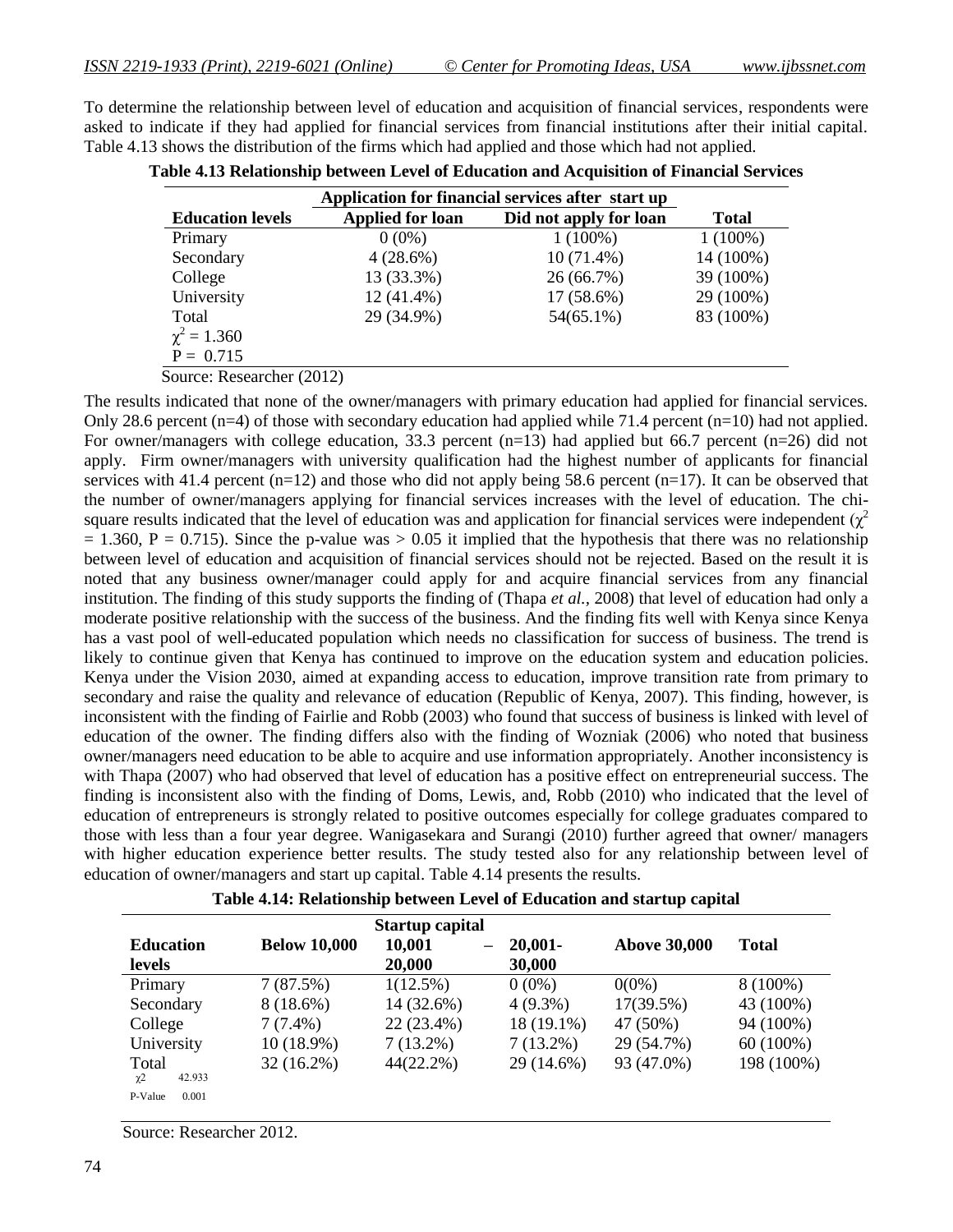To determine the relationship between level of education and acquisition of financial services, respondents were asked to indicate if they had applied for financial services from financial institutions after their initial capital. Table 4.13 shows the distribution of the firms which had applied and those which had not applied.

**Table 4.13 Relationship between Level of Education and Acquisition of Financial Services**

| | Application for financial services after start up | | |
|---|---|---|---|
| **Education levels** | **Applied for loan** | **Did not apply for loan** | **Total** |
| Primary | 0 (0%) | 1 (100%) | 1 (100%) |
| Secondary | 4 (28.6%) | 10 (71.4%) | 14 (100%) |
| College | 13 (33.3%) | 26 (66.7%) | 39 (100%) |
| University | 12 (41.4%) | 17 (58.6%) | 29 (100%) |
| Total | 29 (34.9%) | 54(65.1%) | 83 (100%) |
| $\chi^2 = 1.360$ | | | |
| P = 0.715 | | | |

Source: Researcher (2012)

The results indicated that none of the owner/managers with primary education had applied for financial services. Only 28.6 percent (n=4) of those with secondary education had applied while 71.4 percent (n=10) had not applied. For owner/managers with college education, 33.3 percent (n=13) had applied but 66.7 percent (n=26) did not apply. Firm owner/managers with university qualification had the highest number of applicants for financial services with 41.4 percent (n=12) and those who did not apply being 58.6 percent (n=17). It can be observed that the number of owner/managers applying for financial services increases with the level of education. The chi-square results indicated that the level of education was and application for financial services were independent ($\chi^2 = 1.360$, P = 0.715). Since the p-value was > 0.05 it implied that the hypothesis that there was no relationship between level of education and acquisition of financial services should not be rejected. Based on the result it is noted that any business owner/manager could apply for and acquire financial services from any financial institution. The finding of this study supports the finding of (Thapa *et al.*, 2008) that level of education had only a moderate positive relationship with the success of the business. And the finding fits well with Kenya since Kenya has a vast pool of well-educated population which needs no classification for success of business. The trend is likely to continue given that Kenya has continued to improve on the education system and education policies. Kenya under the Vision 2030, aimed at expanding access to education, improve transition rate from primary to secondary and raise the quality and relevance of education (Republic of Kenya, 2007). This finding, however, is inconsistent with the finding of Fairlie and Robb (2003) who found that success of business is linked with level of education of the owner. The finding differs also with the finding of Wozniak (2006) who noted that business owner/managers need education to be able to acquire and use information appropriately. Another inconsistency is with Thapa (2007) who had observed that level of education has a positive effect on entrepreneurial success. The finding is inconsistent also with the finding of Doms, Lewis, and, Robb (2010) who indicated that the level of education of entrepreneurs is strongly related to positive outcomes especially for college graduates compared to those with less than a four year degree. Wanigasekara and Surangi (2010) further agreed that owner/ managers with higher education experience better results. The study tested also for any relationship between level of education of owner/managers and start up capital. Table 4.14 presents the results.

**Table 4.14: Relationship between Level of Education and startup capital**

| | Startup capital | | | | |
|---|---|---|---|---|---|
| **Education levels** | **Below 10,000** | **10,001 – 20,000** | **20,001-30,000** | **Above 30,000** | **Total** |
| Primary | 7 (87.5%) | 1(12.5%) | 0 (0%) | 0(0%) | 8 (100%) |
| Secondary | 8 (18.6%) | 14 (32.6%) | 4 (9.3%) | 17(39.5%) | 43 (100%) |
| College | 7 (7.4%) | 22 (23.4%) | 18 (19.1%) | 47 (50%) | 94 (100%) |
| University | 10 (18.9%) | 7 (13.2%) | 7 (13.2%) | 29 (54.7%) | 60 (100%) |
| Total | 32 (16.2%) | 44(22.2%) | 29 (14.6%) | 93 (47.0%) | 198 (100%) |
| $\chi^2$ 42.933 | | | | | |
| P-Value 0.001 | | | | | |

Source: Researcher 2012.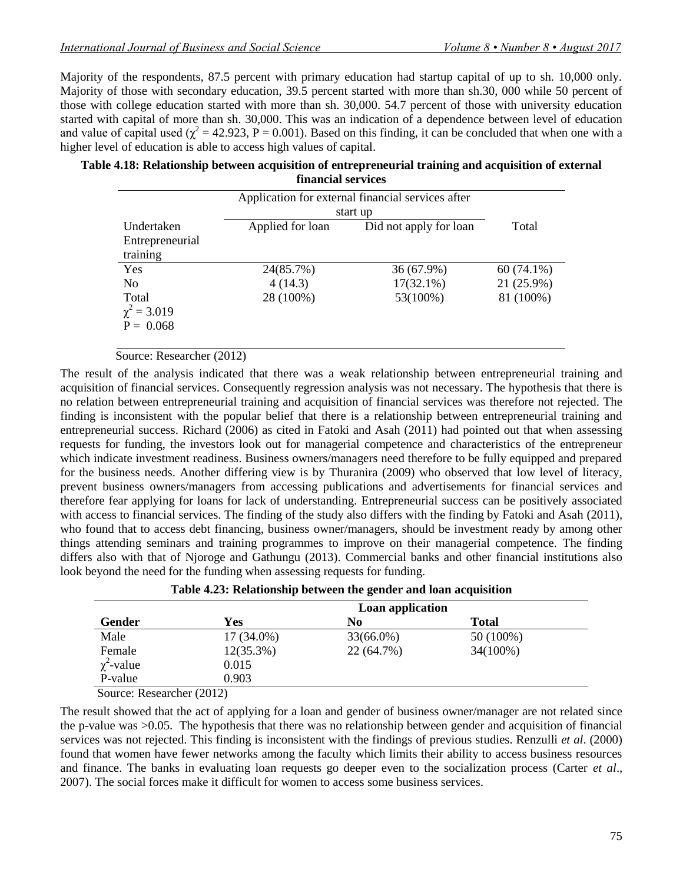Majority of the respondents, 87.5 percent with primary education had startup capital of up to sh. 10,000 only. Majority of those with secondary education, 39.5 percent started with more than sh.30, 000 while 50 percent of those with college education started with more than sh. 30,000. 54.7 percent of those with university education started with capital of more than sh. 30,000. This was an indication of a dependence between level of education and value of capital used ($\chi^2 = 42.923$, P = 0.001). Based on this finding, it can be concluded that when one with a higher level of education is able to access high values of capital.

**Table 4.18: Relationship between acquisition of entrepreneurial training and acquisition of external financial services**

| | Application for external financial services after start up | | |
|---|---|---|---|
| Undertaken Entrepreneurial training | Applied for loan | Did not apply for loan | Total |
| Yes | 24(85.7%) | 36 (67.9%) | 60 (74.1%) |
| No | 4 (14.3) | 17(32.1%) | 21 (25.9%) |
| Total | 28 (100%) | 53(100%) | 81 (100%) |
| $\chi^2 = 3.019$ | | | |
| P = 0.068 | | | |

Source: Researcher (2012)

The result of the analysis indicated that there was a weak relationship between entrepreneurial training and acquisition of financial services. Consequently regression analysis was not necessary. The hypothesis that there is no relation between entrepreneurial training and acquisition of financial services was therefore not rejected. The finding is inconsistent with the popular belief that there is a relationship between entrepreneurial training and entrepreneurial success. Richard (2006) as cited in Fatoki and Asah (2011) had pointed out that when assessing requests for funding, the investors look out for managerial competence and characteristics of the entrepreneur which indicate investment readiness. Business owners/managers need therefore to be fully equipped and prepared for the business needs. Another differing view is by Thuranira (2009) who observed that low level of literacy, prevent business owners/managers from accessing publications and advertisements for financial services and therefore fear applying for loans for lack of understanding. Entrepreneurial success can be positively associated with access to financial services. The finding of the study also differs with the finding by Fatoki and Asah (2011), who found that to access debt financing, business owner/managers, should be investment ready by among other things attending seminars and training programmes to improve on their managerial competence. The finding differs also with that of Njoroge and Gathungu (2013). Commercial banks and other financial institutions also look beyond the need for the funding when assessing requests for funding.

**Table 4.23: Relationship between the gender and loan acquisition**

| | Loan application | | |
|---|---|---|---|
| **Gender** | **Yes** | **No** | **Total** |
| Male | 17 (34.0%) | 33(66.0%) | 50 (100%) |
| Female | 12(35.3%) | 22 (64.7%) | 34(100%) |
| $\chi^2$-value | 0.015 | | |
| P-value | 0.903 | | |

Source: Researcher (2012)

The result showed that the act of applying for a loan and gender of business owner/manager are not related since the p-value was >0.05. The hypothesis that there was no relationship between gender and acquisition of financial services was not rejected. This finding is inconsistent with the findings of previous studies. Renzulli *et al*. (2000) found that women have fewer networks among the faculty which limits their ability to access business resources and finance. The banks in evaluating loan requests go deeper even to the socialization process (Carter *et al*., 2007). The social forces make it difficult for women to access some business services.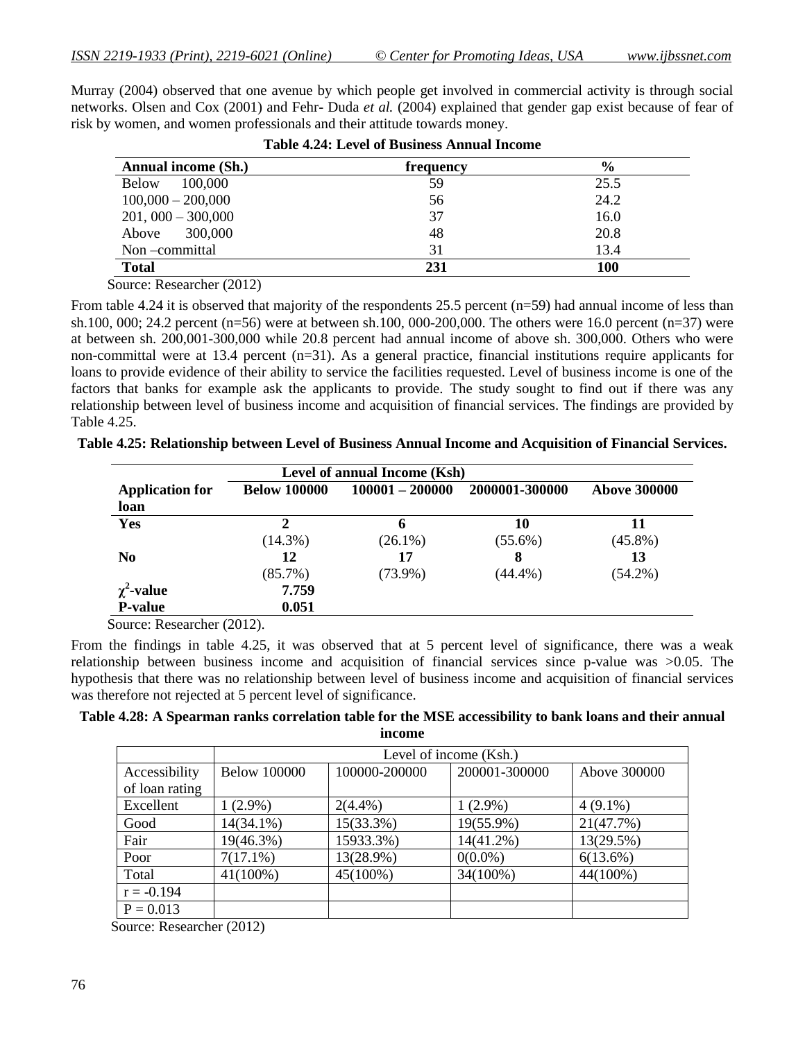Murray (2004) observed that one avenue by which people get involved in commercial activity is through social networks. Olsen and Cox (2001) and Fehr- Duda *et al.* (2004) explained that gender gap exist because of fear of risk by women, and women professionals and their attitude towards money.

**Table 4.24: Level of Business Annual Income**

| Annual income (Sh.) | frequency | % |
|---|---|---|
| Below 100,000 | 59 | 25.5 |
| 100,000 – 200,000 | 56 | 24.2 |
| 201, 000 – 300,000 | 37 | 16.0 |
| Above 300,000 | 48 | 20.8 |
| Non –committal | 31 | 13.4 |
| **Total** | **231** | **100** |

Source: Researcher (2012)

From table 4.24 it is observed that majority of the respondents 25.5 percent (n=59) had annual income of less than sh.100, 000; 24.2 percent (n=56) were at between sh.100, 000-200,000. The others were 16.0 percent (n=37) were at between sh. 200,001-300,000 while 20.8 percent had annual income of above sh. 300,000. Others who were non-committal were at 13.4 percent (n=31). As a general practice, financial institutions require applicants for loans to provide evidence of their ability to service the facilities requested. Level of business income is one of the factors that banks for example ask the applicants to provide. The study sought to find out if there was any relationship between level of business income and acquisition of financial services. The findings are provided by Table 4.25.

**Table 4.25: Relationship between Level of Business Annual Income and Acquisition of Financial Services.**

| | Level of annual Income (Ksh) | | | |
|---|---|---|---|---|
| **Application for loan** | **Below 100000** | **100001 – 200000** | **2000001-300000** | **Above 300000** |
| **Yes** | **2** (14.3%) | **6** (26.1%) | **10** (55.6%) | **11** (45.8%) |
| **No** | **12** (85.7%) | **17** (73.9%) | **8** (44.4%) | **13** (54.2%) |
| **$\chi^2$-value** | **7.759** | | | |
| **P-value** | **0.051** | | | |

Source: Researcher (2012).

From the findings in table 4.25, it was observed that at 5 percent level of significance, there was a weak relationship between business income and acquisition of financial services since p-value was >0.05. The hypothesis that there was no relationship between level of business income and acquisition of financial services was therefore not rejected at 5 percent level of significance.

**Table 4.28: A Spearman ranks correlation table for the MSE accessibility to bank loans and their annual income**

| | Level of income (Ksh.) | | | |
|---|---|---|---|---|
| Accessibility of loan rating | Below 100000 | 100000-200000 | 200001-300000 | Above 300000 |
| Excellent | 1 (2.9%) | 2(4.4%) | 1 (2.9%) | 4 (9.1%) |
| Good | 14(34.1%) | 15(33.3%) | 19(55.9%) | 21(47.7%) |
| Fair | 19(46.3%) | 15933.3%) | 14(41.2%) | 13(29.5%) |
| Poor | 7(17.1%) | 13(28.9%) | 0(0.0%) | 6(13.6%) |
| Total | 41(100%) | 45(100%) | 34(100%) | 44(100%) |
| r = -0.194 | | | | |
| P = 0.013 | | | | |

Source: Researcher (2012)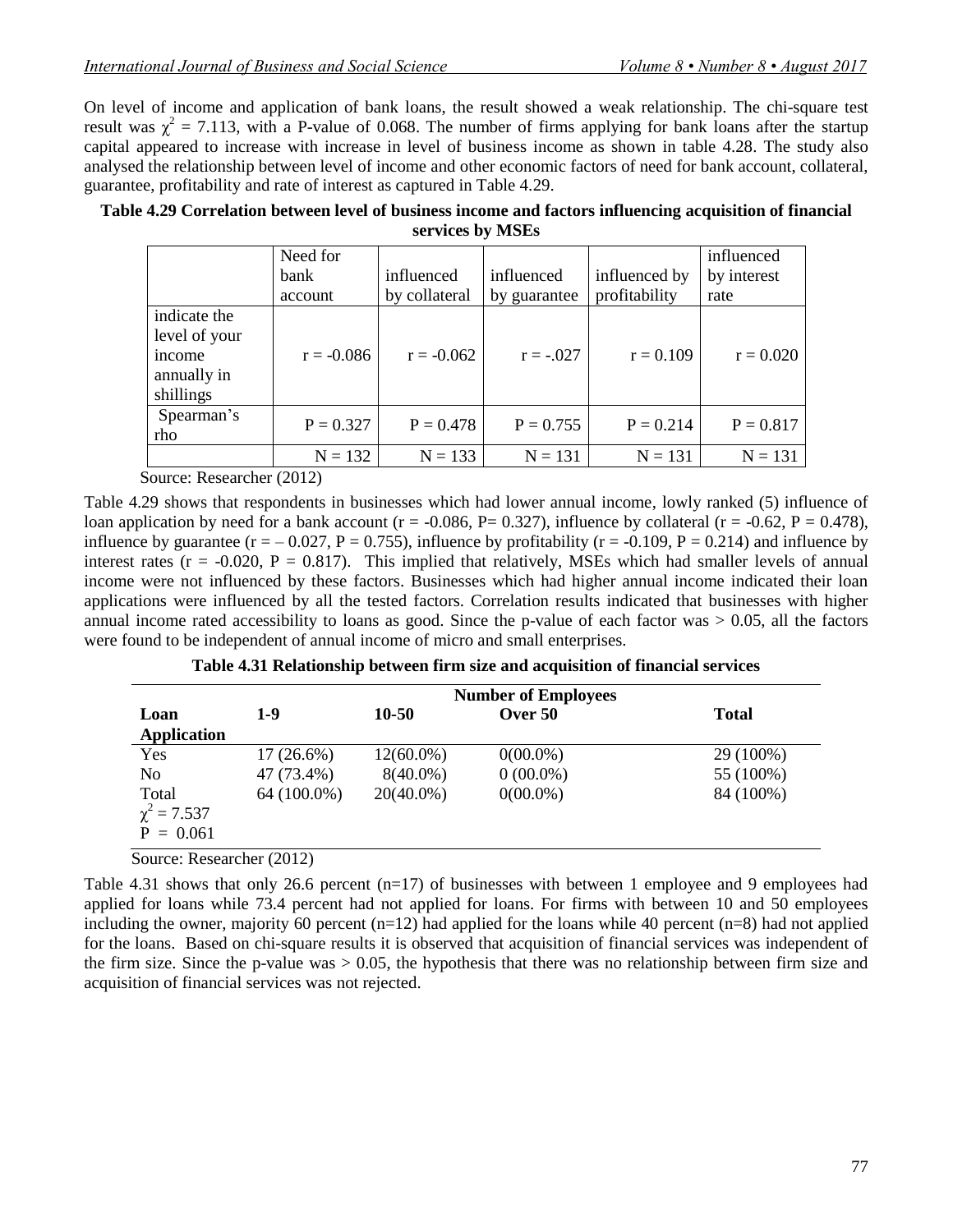On level of income and application of bank loans, the result showed a weak relationship. The chi-square test result was $\chi^2 = 7.113$, with a P-value of 0.068. The number of firms applying for bank loans after the startup capital appeared to increase with increase in level of business income as shown in table 4.28. The study also analysed the relationship between level of income and other economic factors of need for bank account, collateral, guarantee, profitability and rate of interest as captured in Table 4.29.

**Table 4.29 Correlation between level of business income and factors influencing acquisition of financial services by MSEs**

| | Need for bank account | influenced by collateral | influenced by guarantee | influenced by profitability | influenced by interest rate |
|---|---|---|---|---|---|
| indicate the level of your income annually in shillings | r = -0.086 | r = -0.062 | r = -.027 | r = 0.109 | r = 0.020 |
| Spearman's rho | P = 0.327 | P = 0.478 | P = 0.755 | P = 0.214 | P = 0.817 |
| | N = 132 | N = 133 | N = 131 | N = 131 | N = 131 |

Source: Researcher (2012)

Table 4.29 shows that respondents in businesses which had lower annual income, lowly ranked (5) influence of loan application by need for a bank account (r = -0.086, P= 0.327), influence by collateral (r = -0.62, P = 0.478), influence by guarantee (r = – 0.027, P = 0.755), influence by profitability (r = -0.109, P = 0.214) and influence by interest rates (r = -0.020, P = 0.817). This implied that relatively, MSEs which had smaller levels of annual income were not influenced by these factors. Businesses which had higher annual income indicated their loan applications were influenced by all the tested factors. Correlation results indicated that businesses with higher annual income rated accessibility to loans as good. Since the p-value of each factor was > 0.05, all the factors were found to be independent of annual income of micro and small enterprises.

**Table 4.31 Relationship between firm size and acquisition of financial services**

| | Number of Employees | | | |
|---|---|---|---|---|
| **Loan Application** | **1-9** | **10-50** | **Over 50** | **Total** |
| Yes | 17 (26.6%) | 12(60.0%) | 0(00.0%) | 29 (100%) |
| No | 47 (73.4%) | 8(40.0%) | 0 (00.0%) | 55 (100%) |
| Total | 64 (100.0%) | 20(40.0%) | 0(00.0%) | 84 (100%) |
| $\chi^2 = 7.537$ | | | | |
| P = 0.061 | | | | |

Source: Researcher (2012)

Table 4.31 shows that only 26.6 percent (n=17) of businesses with between 1 employee and 9 employees had applied for loans while 73.4 percent had not applied for loans. For firms with between 10 and 50 employees including the owner, majority 60 percent (n=12) had applied for the loans while 40 percent (n=8) had not applied for the loans. Based on chi-square results it is observed that acquisition of financial services was independent of the firm size. Since the p-value was > 0.05, the hypothesis that there was no relationship between firm size and acquisition of financial services was not rejected.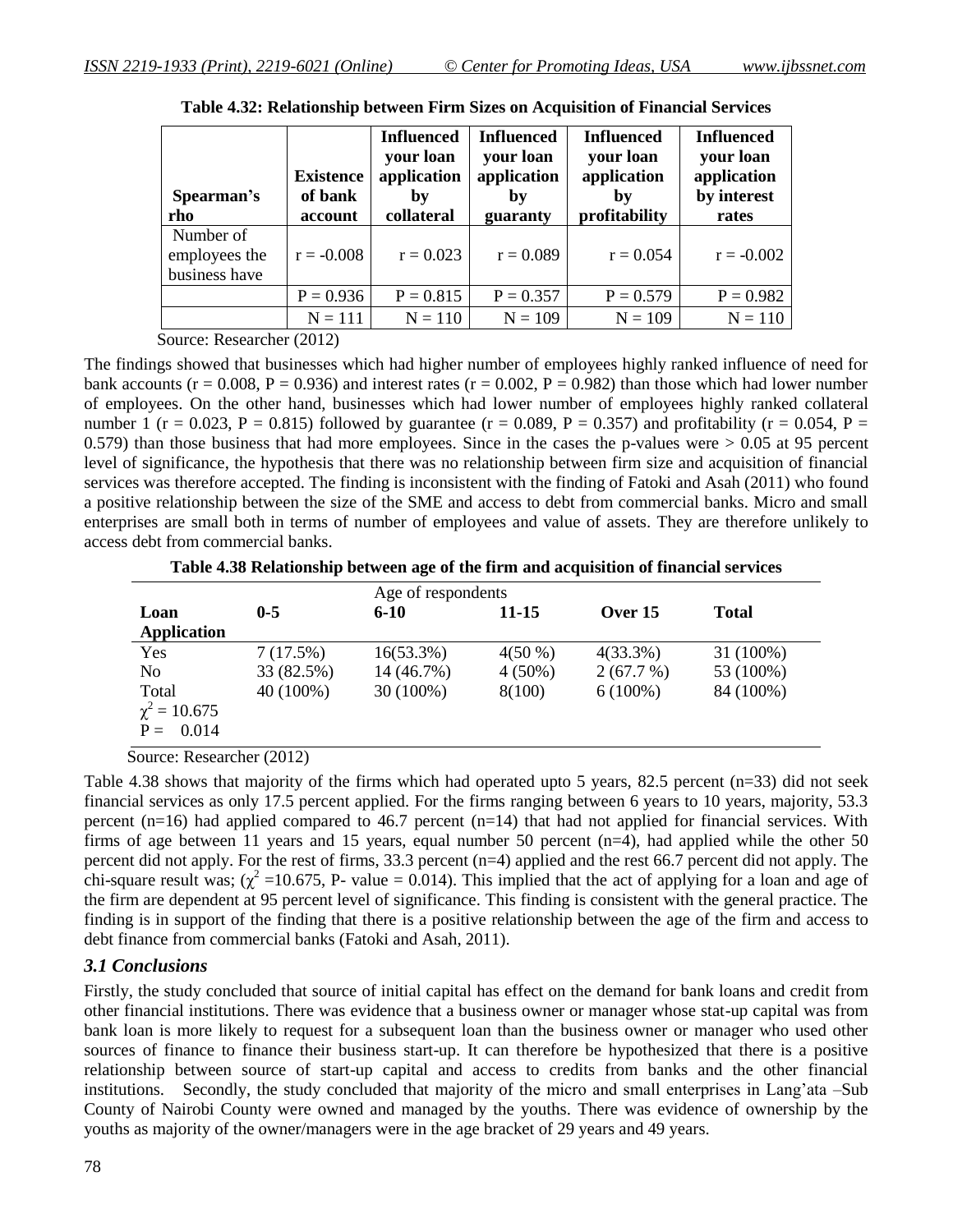**Table 4.32: Relationship between Firm Sizes on Acquisition of Financial Services**

| Spearman's rho | Existence of bank account | Influenced your loan application by collateral | Influenced your loan application by guaranty | Influenced your loan application by profitability | Influenced your loan application by interest rates |
|---|---|---|---|---|---|
| Number of employees the business have | r = -0.008 | r = 0.023 | r = 0.089 | r = 0.054 | r = -0.002 |
| | P = 0.936 | P = 0.815 | P = 0.357 | P = 0.579 | P = 0.982 |
| | N = 111 | N = 110 | N = 109 | N = 109 | N = 110 |

Source: Researcher (2012)

The findings showed that businesses which had higher number of employees highly ranked influence of need for bank accounts (r = 0.008, P = 0.936) and interest rates (r = 0.002, P = 0.982) than those which had lower number of employees. On the other hand, businesses which had lower number of employees highly ranked collateral number 1 (r = 0.023, P = 0.815) followed by guarantee (r = 0.089, P = 0.357) and profitability (r = 0.054, P = 0.579) than those business that had more employees. Since in the cases the p-values were > 0.05 at 95 percent level of significance, the hypothesis that there was no relationship between firm size and acquisition of financial services was therefore accepted. The finding is inconsistent with the finding of Fatoki and Asah (2011) who found a positive relationship between the size of the SME and access to debt from commercial banks. Micro and small enterprises are small both in terms of number of employees and value of assets. They are therefore unlikely to access debt from commercial banks.

**Table 4.38 Relationship between age of the firm and acquisition of financial services**

| | Age of respondents | | | | |
|---|---|---|---|---|---|
| **Loan Application** | **0-5** | **6-10** | **11-15** | **Over 15** | **Total** |
| Yes | 7 (17.5%) | 16(53.3%) | 4(50 %) | 4(33.3%) | 31 (100%) |
| No | 33 (82.5%) | 14 (46.7%) | 4 (50%) | 2 (67.7 %) | 53 (100%) |
| Total | 40 (100%) | 30 (100%) | 8(100) | 6 (100%) | 84 (100%) |
| $\chi^2 = 10.675$ | | | | | |
| P = 0.014 | | | | | |

Source: Researcher (2012)

Table 4.38 shows that majority of the firms which had operated upto 5 years, 82.5 percent (n=33) did not seek financial services as only 17.5 percent applied. For the firms ranging between 6 years to 10 years, majority, 53.3 percent (n=16) had applied compared to 46.7 percent (n=14) that had not applied for financial services. With firms of age between 11 years and 15 years, equal number 50 percent (n=4), had applied while the other 50 percent did not apply. For the rest of firms, 33.3 percent (n=4) applied and the rest 66.7 percent did not apply. The chi-square result was; ($\chi^2$ =10.675, P- value = 0.014). This implied that the act of applying for a loan and age of the firm are dependent at 95 percent level of significance. This finding is consistent with the general practice. The finding is in support of the finding that there is a positive relationship between the age of the firm and access to debt finance from commercial banks (Fatoki and Asah, 2011).

### *3.1 Conclusions*

Firstly, the study concluded that source of initial capital has effect on the demand for bank loans and credit from other financial institutions. There was evidence that a business owner or manager whose stat-up capital was from bank loan is more likely to request for a subsequent loan than the business owner or manager who used other sources of finance to finance their business start-up. It can therefore be hypothesized that there is a positive relationship between source of start-up capital and access to credits from banks and the other financial institutions. Secondly, the study concluded that majority of the micro and small enterprises in Lang'ata –Sub County of Nairobi County were owned and managed by the youths. There was evidence of ownership by the youths as majority of the owner/managers were in the age bracket of 29 years and 49 years.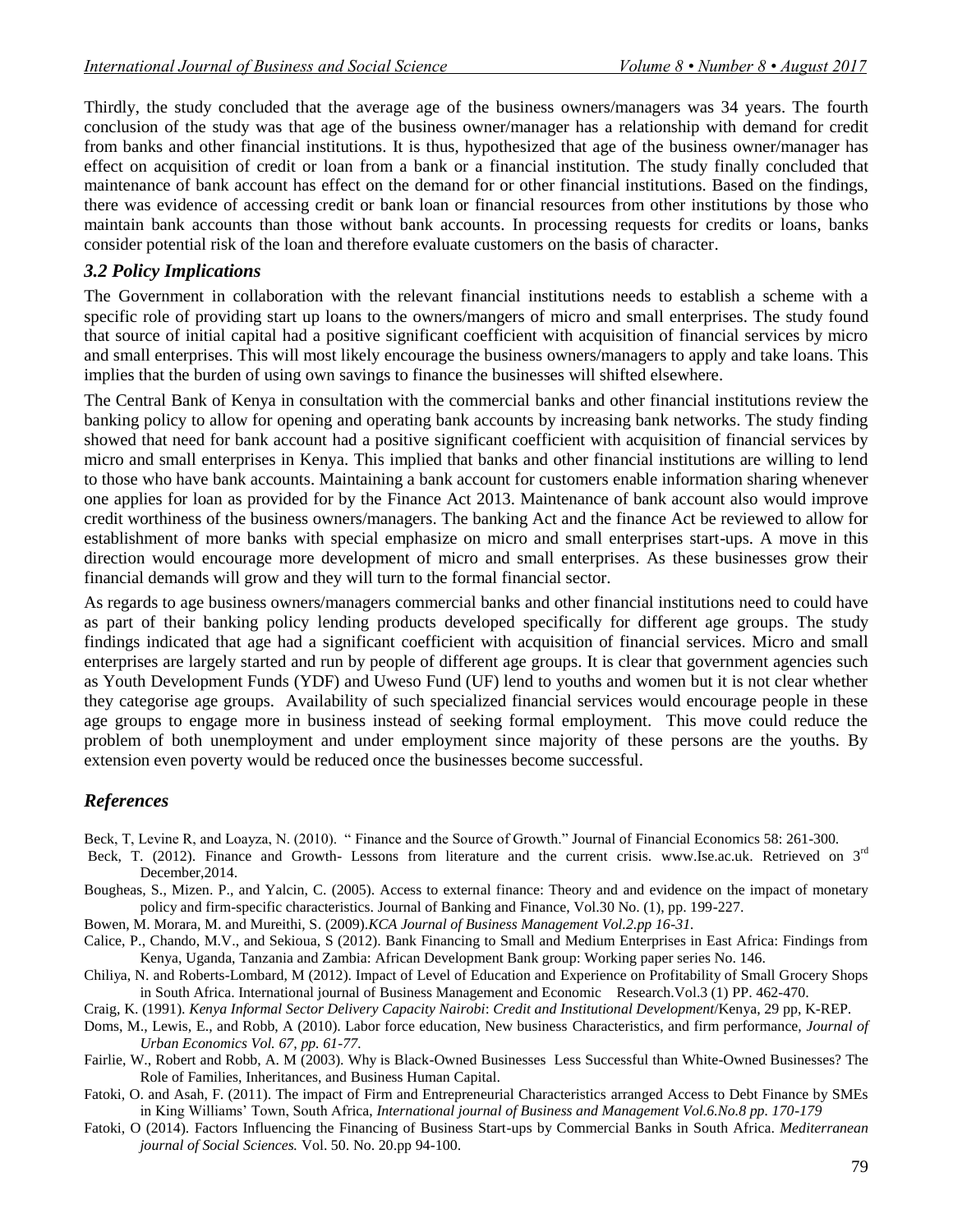Thirdly, the study concluded that the average age of the business owners/managers was 34 years. The fourth conclusion of the study was that age of the business owner/manager has a relationship with demand for credit from banks and other financial institutions. It is thus, hypothesized that age of the business owner/manager has effect on acquisition of credit or loan from a bank or a financial institution. The study finally concluded that maintenance of bank account has effect on the demand for or other financial institutions. Based on the findings, there was evidence of accessing credit or bank loan or financial resources from other institutions by those who maintain bank accounts than those without bank accounts. In processing requests for credits or loans, banks consider potential risk of the loan and therefore evaluate customers on the basis of character.

### *3.2 Policy Implications*

The Government in collaboration with the relevant financial institutions needs to establish a scheme with a specific role of providing start up loans to the owners/mangers of micro and small enterprises. The study found that source of initial capital had a positive significant coefficient with acquisition of financial services by micro and small enterprises. This will most likely encourage the business owners/managers to apply and take loans. This implies that the burden of using own savings to finance the businesses will shifted elsewhere.

The Central Bank of Kenya in consultation with the commercial banks and other financial institutions review the banking policy to allow for opening and operating bank accounts by increasing bank networks. The study finding showed that need for bank account had a positive significant coefficient with acquisition of financial services by micro and small enterprises in Kenya. This implied that banks and other financial institutions are willing to lend to those who have bank accounts. Maintaining a bank account for customers enable information sharing whenever one applies for loan as provided for by the Finance Act 2013. Maintenance of bank account also would improve credit worthiness of the business owners/managers. The banking Act and the finance Act be reviewed to allow for establishment of more banks with special emphasize on micro and small enterprises start-ups. A move in this direction would encourage more development of micro and small enterprises. As these businesses grow their financial demands will grow and they will turn to the formal financial sector.

As regards to age business owners/managers commercial banks and other financial institutions need to could have as part of their banking policy lending products developed specifically for different age groups. The study findings indicated that age had a significant coefficient with acquisition of financial services. Micro and small enterprises are largely started and run by people of different age groups. It is clear that government agencies such as Youth Development Funds (YDF) and Uweso Fund (UF) lend to youths and women but it is not clear whether they categorise age groups. Availability of such specialized financial services would encourage people in these age groups to engage more in business instead of seeking formal employment. This move could reduce the problem of both unemployment and under employment since majority of these persons are the youths. By extension even poverty would be reduced once the businesses become successful.

## *References*

Beck, T, Levine R, and Loayza, N. (2010). " Finance and the Source of Growth." Journal of Financial Economics 58: 261-300.

Beck, T. (2012). Finance and Growth- Lessons from literature and the current crisis. www.lse.ac.uk. Retrieved on 3rd December,2014.

Bougheas, S., Mizen. P., and Yalcin, C. (2005). Access to external finance: Theory and and evidence on the impact of monetary policy and firm-specific characteristics. Journal of Banking and Finance, Vol.30 No. (1), pp. 199-227.

Bowen, M. Morara, M. and Mureithi, S. (2009).*KCA Journal of Business Management Vol.2.pp 16-31.*

Calice, P., Chando, M.V., and Sekioua, S (2012). Bank Financing to Small and Medium Enterprises in East Africa: Findings from Kenya, Uganda, Tanzania and Zambia: African Development Bank group: Working paper series No. 146.

Chiliya, N. and Roberts-Lombard, M (2012). Impact of Level of Education and Experience on Profitability of Small Grocery Shops in South Africa. International journal of Business Management and Economic Research.Vol.3 (1) PP. 462-470.

Craig, K. (1991). *Kenya Informal Sector Delivery Capacity Nairobi*: *Credit and Institutional Development*/Kenya, 29 pp, K-REP.

Doms, M., Lewis, E., and Robb, A (2010). Labor force education, New business Characteristics, and firm performance, *Journal of Urban Economics Vol. 67, pp. 61-77.*

Fairlie, W., Robert and Robb, A. M (2003). Why is Black-Owned Businesses Less Successful than White-Owned Businesses? The Role of Families, Inheritances, and Business Human Capital.

Fatoki, O. and Asah, F. (2011). The impact of Firm and Entrepreneurial Characteristics arranged Access to Debt Finance by SMEs in King Williams' Town, South Africa, *International journal of Business and Management Vol.6.No.8 pp. 170-179*

Fatoki, O (2014). Factors Influencing the Financing of Business Start-ups by Commercial Banks in South Africa. *Mediterranean journal of Social Sciences.* Vol. 50. No. 20.pp 94-100.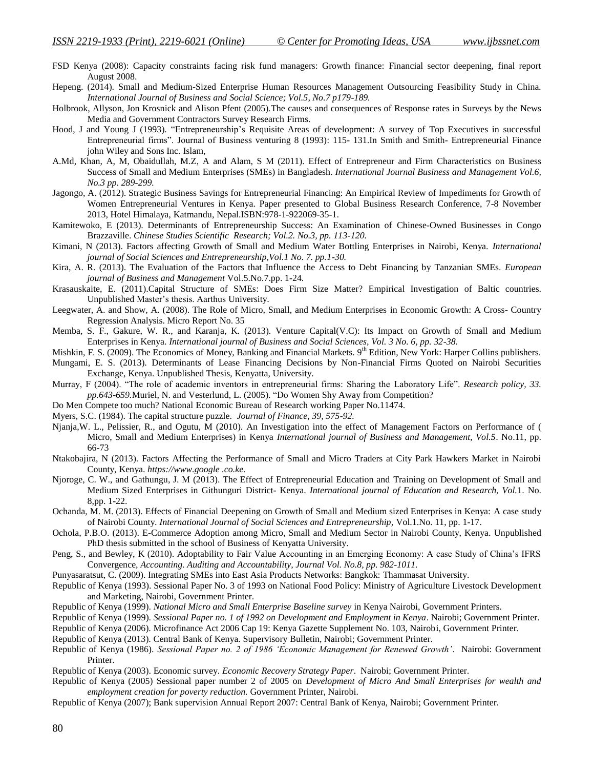FSD Kenya (2008): Capacity constraints facing risk fund managers: Growth finance: Financial sector deepening, final report August 2008.

Hepeng. (2014). Small and Medium-Sized Enterprise Human Resources Management Outsourcing Feasibility Study in China. *International Journal of Business and Social Science; Vol.5, No.7 p179-189.*

Holbrook, Allyson, Jon Krosnick and Alison Pfent (2005).The causes and consequences of Response rates in Surveys by the News Media and Government Contractors Survey Research Firms.

Hood, J and Young J (1993). "Entrepreneurship's Requisite Areas of development: A survey of Top Executives in successful Entrepreneurial firms". Journal of Business venturing 8 (1993): 115- 131.In Smith and Smith- Entrepreneurial Finance john Wiley and Sons Inc. Islam,

A.Md, Khan, A, M, Obaidullah, M.Z, A and Alam, S M (2011). Effect of Entrepreneur and Firm Characteristics on Business Success of Small and Medium Enterprises (SMEs) in Bangladesh. *International Journal Business and Management Vol.6, No.3 pp. 289-299.*

Jagongo, A. (2012). Strategic Business Savings for Entrepreneurial Financing: An Empirical Review of Impediments for Growth of Women Entrepreneurial Ventures in Kenya. Paper presented to Global Business Research Conference, 7-8 November 2013, Hotel Himalaya, Katmandu, Nepal.ISBN:978-1-922069-35-1.

Kamitewoko, E (2013). Determinants of Entrepreneurship Success: An Examination of Chinese-Owned Businesses in Congo Brazzaville. *Chinese Studies Scientific Research; Vol.2. No.3, pp. 113-120.*

Kimani, N (2013). Factors affecting Growth of Small and Medium Water Bottling Enterprises in Nairobi, Kenya. *International journal of Social Sciences and Entrepreneurship,Vol.1 No. 7. pp.1-30.*

Kira, A. R. (2013). The Evaluation of the Factors that Influence the Access to Debt Financing by Tanzanian SMEs. *European journal of Business and Management* Vol.5.No.7.pp. 1-24.

Krasauskaite, E. (2011).Capital Structure of SMEs: Does Firm Size Matter? Empirical Investigation of Baltic countries. Unpublished Master's thesis. Aarthus University.

Leegwater, A. and Show, A. (2008). The Role of Micro, Small, and Medium Enterprises in Economic Growth: A Cross- Country Regression Analysis. Micro Report No. 35

Memba, S. F., Gakure, W. R., and Karanja, K. (2013). Venture Capital(V.C): Its Impact on Growth of Small and Medium Enterprises in Kenya. *International journal of Business and Social Sciences, Vol. 3 No. 6, pp. 32-38.*

Mishkin, F. S. (2009). The Economics of Money, Banking and Financial Markets. 9th Edition, New York: Harper Collins publishers.

Mungami, E. S. (2013). Determinants of Lease Financing Decisions by Non-Financial Firms Quoted on Nairobi Securities Exchange, Kenya. Unpublished Thesis, Kenyatta, University.

Murray, F (2004). "The role of academic inventors in entrepreneurial firms: Sharing the Laboratory Life". *Research policy, 33. pp.643-659.*Muriel, N. and Vesterlund, L. (2005). "Do Women Shy Away from Competition?

Do Men Compete too much? National Economic Bureau of Research working Paper No.11474.

Myers, S.C. (1984). The capital structure puzzle. *Journal of Finance, 39, 575-92.*

Njanja,W. L., Pelissier, R., and Ogutu, M (2010). An Investigation into the effect of Management Factors on Performance of ( Micro, Small and Medium Enterprises) in Kenya *International journal of Business and Management, Vol.5*. No.11, pp. 66-73

Ntakobajira, N (2013). Factors Affecting the Performance of Small and Micro Traders at City Park Hawkers Market in Nairobi County, Kenya. *https://www.google .co.ke.*

Njoroge, C. W., and Gathungu, J. M (2013). The Effect of Entrepreneurial Education and Training on Development of Small and Medium Sized Enterprises in Githunguri District- Kenya. *International journal of Education and Research, Vol.*1. No. 8,pp. 1-22.

Ochanda, M. M. (2013). Effects of Financial Deepening on Growth of Small and Medium sized Enterprises in Kenya: A case study of Nairobi County. *International Journal of Social Sciences and Entrepreneurship,* Vol.1.No. 11, pp. 1-17.

Ochola, P.B.O. (2013). E-Commerce Adoption among Micro, Small and Medium Sector in Nairobi County, Kenya. Unpublished PhD thesis submitted in the school of Business of Kenyatta University.

Peng, S., and Bewley, K (2010). Adoptability to Fair Value Accounting in an Emerging Economy: A case Study of China's IFRS Convergence, *Accounting. Auditing and Accountability, Journal Vol. No.8, pp. 982-1011.*

Punyasaratsut, C. (2009). Integrating SMEs into East Asia Products Networks: Bangkok: Thammasat University.

Republic of Kenya (1993). Sessional Paper No. 3 of 1993 on National Food Policy: Ministry of Agriculture Livestock Development and Marketing, Nairobi, Government Printer.

Republic of Kenya (1999). *National Micro and Small Enterprise Baseline survey* in Kenya Nairobi, Government Printers.

Republic of Kenya (1999). *Sessional Paper no. 1 of 1992 on Development and Employment in Kenya*. Nairobi; Government Printer.

Republic of Kenya (2006). Microfinance Act 2006 Cap 19: Kenya Gazette Supplement No. 103, Nairobi, Government Printer.

Republic of Kenya (2013). Central Bank of Kenya. Supervisory Bulletin, Nairobi; Government Printer.

Republic of Kenya (1986). *Sessional Paper no. 2 of 1986 'Economic Management for Renewed Growth'*. Nairobi: Government Printer.

Republic of Kenya (2003). Economic survey. *Economic Recovery Strategy Paper*. Nairobi; Government Printer.

Republic of Kenya (2005) Sessional paper number 2 of 2005 on *Development of Micro And Small Enterprises for wealth and employment creation for poverty reduction.* Government Printer, Nairobi.

Republic of Kenya (2007); Bank supervision Annual Report 2007: Central Bank of Kenya, Nairobi; Government Printer.